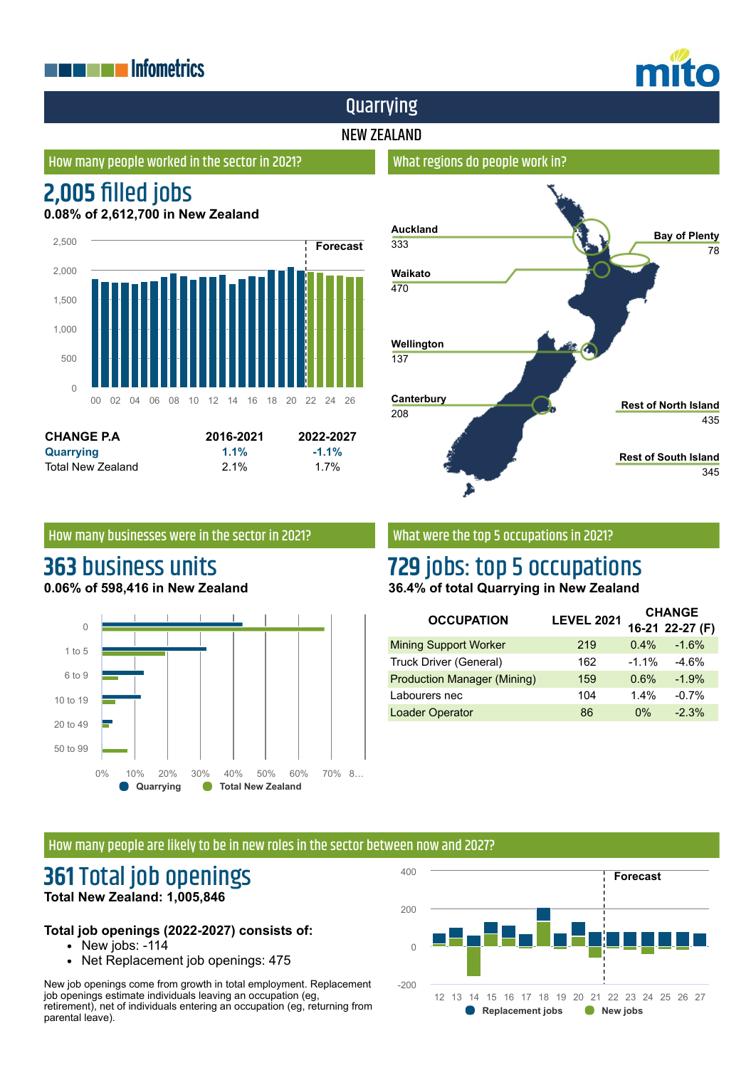# Quarrying

## NEW ZEALAND

### How many people worked in the sector in 2021?

## 2,005 filled jobs

**0.08% of 2,612,700 in New Zealand**

| CHANGE P.A | 2016-2021 | 2022-2027 |
|---|---|---|
| **Quarrying** | **1.1%** | **-1.1%** |
| Total New Zealand | 2.1% | 1.7% |

### What regions do people work in?

| Region | Jobs |
|---|---|
| Auckland | 333 |
| Bay of Plenty | 78 |
| Waikato | 470 |
| Wellington | 137 |
| Canterbury | 208 |
| Rest of North Island | 435 |
| Rest of South Island | 345 |

### How many businesses were in the sector in 2021?

## 363 business units

**0.06% of 598,416 in New Zealand**

### What were the top 5 occupations in 2021?

## 729 jobs: top 5 occupations

**36.4% of total Quarrying in New Zealand**

| OCCUPATION | LEVEL 2021 | CHANGE 16-21 | CHANGE 22-27 (F) |
|---|---|---|---|
| Mining Support Worker | 219 | 0.4% | -1.6% |
| Truck Driver (General) | 162 | -1.1% | -4.6% |
| Production Manager (Mining) | 159 | 0.6% | -1.9% |
| Labourers nec | 104 | 1.4% | -0.7% |
| Loader Operator | 86 | 0% | -2.3% |

### How many people are likely to be in new roles in the sector between now and 2027?

## 361 Total job openings

**Total New Zealand: 1,005,846**

**Total job openings (2022-2027) consists of:**

- New jobs: -114
- Net Replacement job openings: 475

New job openings come from growth in total employment. Replacement job openings estimate individuals leaving an occupation (eg, retirement), net of individuals entering an occupation (eg, returning from parental leave).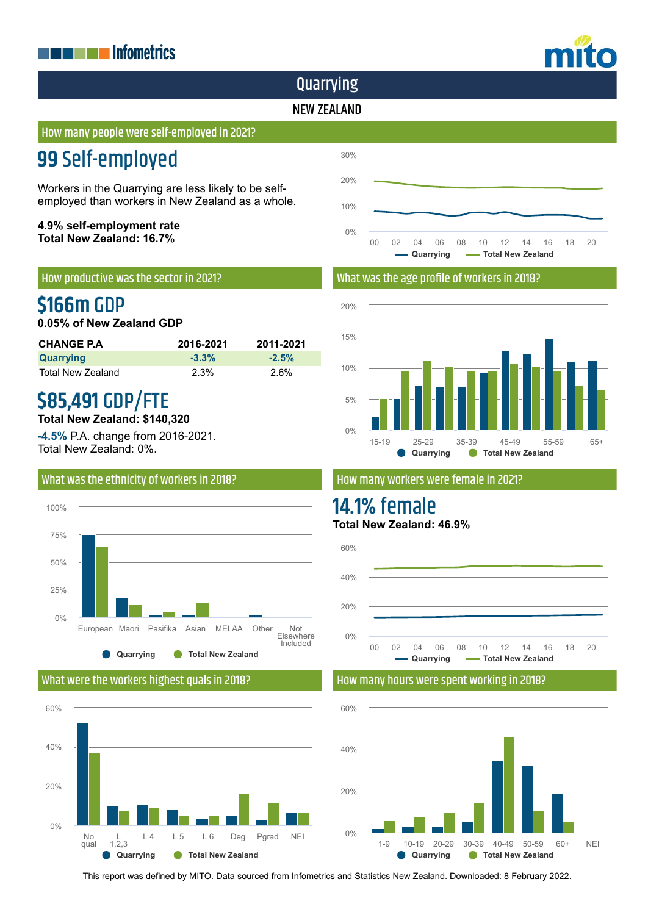Infometrics

mito

# Quarrying

## NEW ZEALAND

### How many people were self-employed in 2021?

## 99 Self-employed

Workers in the Quarrying are less likely to be self-employed than workers in New Zealand as a whole.

**4.9% self-employment rate**
**Total New Zealand: 16.7%**

30%
20%
10%
0%
00 02 04 06 08 10 12 14 16 18 20
Quarrying
Total New Zealand

### How productive was the sector in 2021?

## $166m GDP

**0.05% of New Zealand GDP**

| CHANGE P.A | 2016-2021 | 2011-2021 |
|---|---|---|
| Quarrying | -3.3% | -2.5% |
| Total New Zealand | 2.3% | 2.6% |

## $85,491 GDP/FTE

**Total New Zealand: $140,320**

-4.5% P.A. change from 2016-2021.
Total New Zealand: 0%.

### What was the age profile of workers in 2018?

20%
15%
10%
5%
0%
15-19 25-29 35-39 45-49 55-59 65+
Quarrying
Total New Zealand

### What was the ethnicity of workers in 2018?

100%
75%
50%
25%
0%
European Māori Pasifika Asian MELAA Other Not Elsewhere Included
Quarrying
Total New Zealand

### How many workers were female in 2021?

## 14.1% female

**Total New Zealand: 46.9%**

60%
40%
20%
0%
00 02 04 06 08 10 12 14 16 18 20
Quarrying
Total New Zealand

### What were the workers highest quals in 2018?

60%
40%
20%
0%
No qual L 1,2,3 L 4 L 5 L 6 Deg Pgrad NEI
Quarrying
Total New Zealand

### How many hours were spent working in 2018?

60%
40%
20%
0%
1-9 10-19 20-29 30-39 40-49 50-59 60+ NEI
Quarrying
Total New Zealand

This report was defined by MITO. Data sourced from Infometrics and Statistics New Zealand. Downloaded: 8 February 2022.